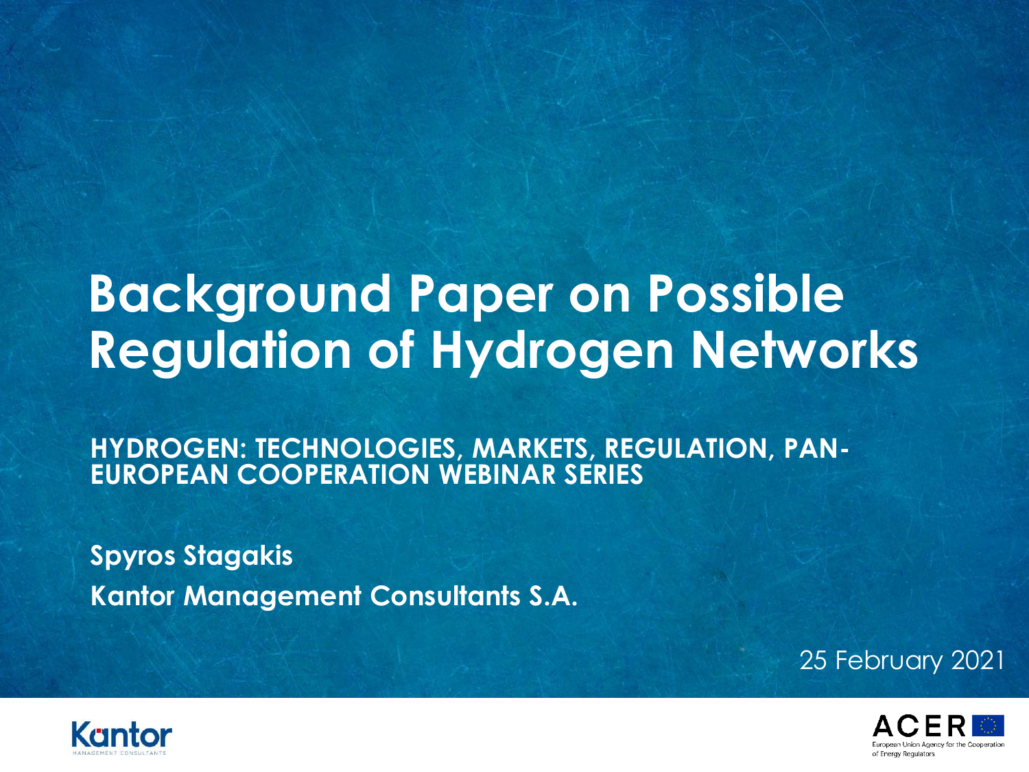# Background Paper on Possible Regulation of Hydrogen Networks

**HYDROGEN: TECHNOLOGIES, MARKETS, REGULATION, PAN-EUROPEAN COOPERATION WEBINAR SERIES**

**Spyros Stagakis**

**Kantor Management Consultants S.A.**

25 February 2021

Kantor MANAGEMENT CONSULTANTS

ACER European Union Agency for the Cooperation of Energy Regulators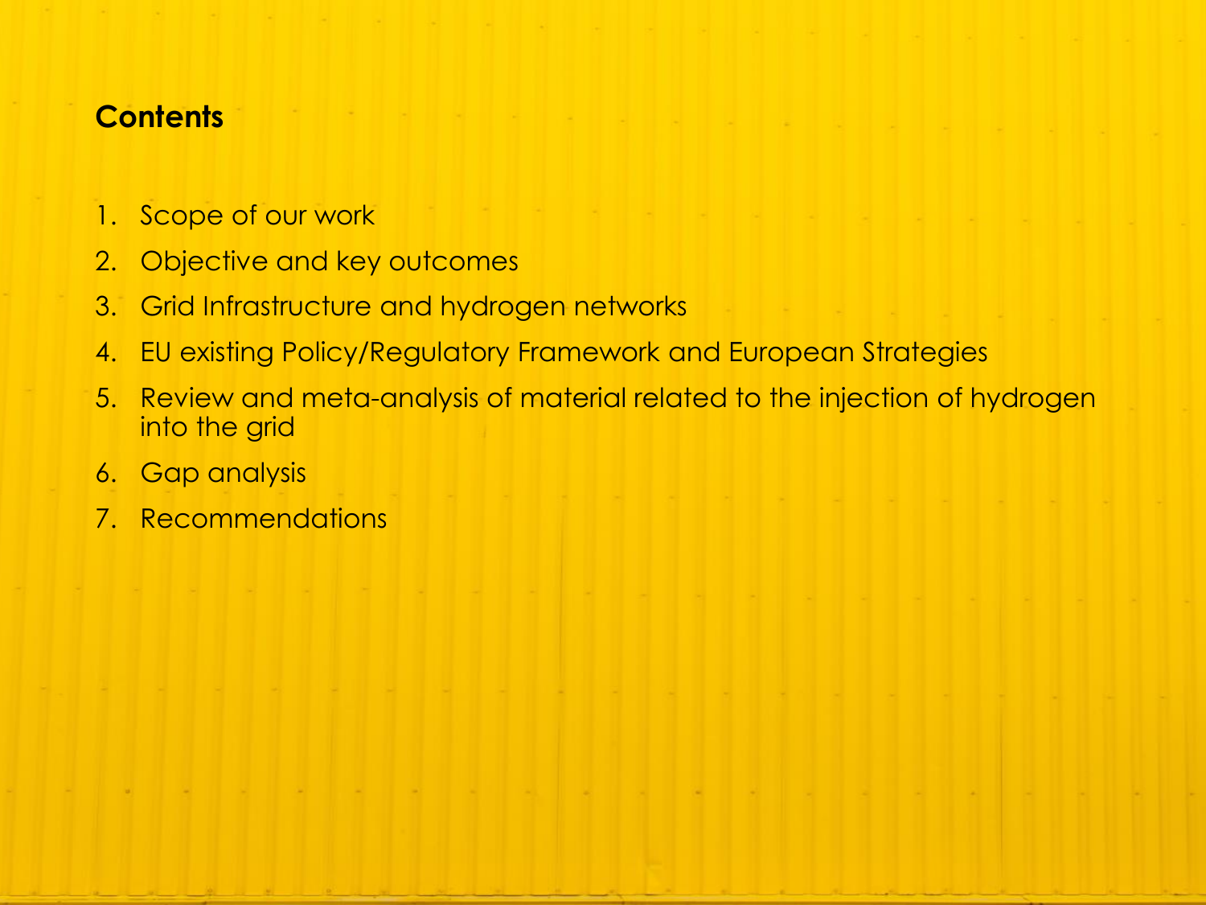## Contents

1. Scope of our work
2. Objective and key outcomes
3. Grid Infrastructure and hydrogen networks
4. EU existing Policy/Regulatory Framework and European Strategies
5. Review and meta-analysis of material related to the injection of hydrogen into the grid
6. Gap analysis
7. Recommendations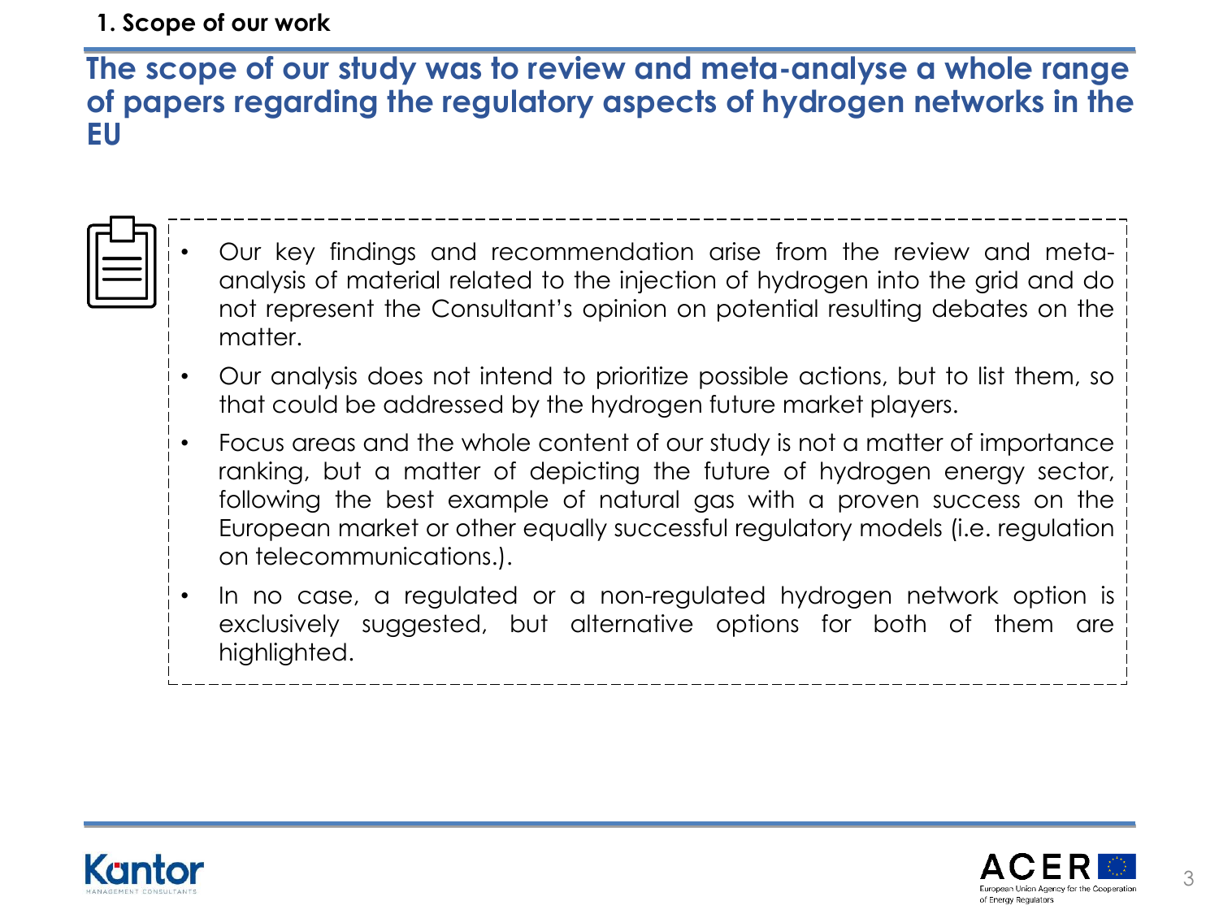## 1. Scope of our work

# The scope of our study was to review and meta-analyse a whole range of papers regarding the regulatory aspects of hydrogen networks in the EU

- Our key findings and recommendation arise from the review and meta-analysis of material related to the injection of hydrogen into the grid and do not represent the Consultant's opinion on potential resulting debates on the matter.
- Our analysis does not intend to prioritize possible actions, but to list them, so that could be addressed by the hydrogen future market players.
- Focus areas and the whole content of our study is not a matter of importance ranking, but a matter of depicting the future of hydrogen energy sector, following the best example of natural gas with a proven success on the European market or other equally successful regulatory models (i.e. regulation on telecommunications.).
- In no case, a regulated or a non-regulated hydrogen network option is exclusively suggested, but alternative options for both of them are highlighted.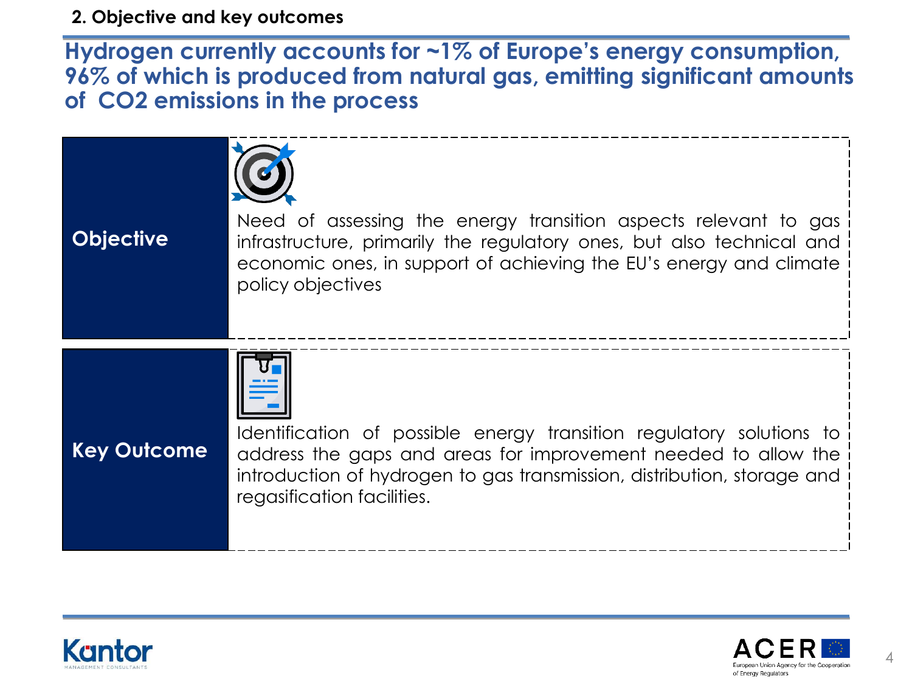## 2. Objective and key outcomes

# Hydrogen currently accounts for ~1% of Europe's energy consumption, 96% of which is produced from natural gas, emitting significant amounts of $CO_2$ emissions in the process

| | |
|---|---|
| **Objective** | Need of assessing the energy transition aspects relevant to gas infrastructure, primarily the regulatory ones, but also technical and economic ones, in support of achieving the EU's energy and climate policy objectives |
| **Key Outcome** | Identification of possible energy transition regulatory solutions to address the gaps and areas for improvement needed to allow the introduction of hydrogen to gas transmission, distribution, storage and regasification facilities. |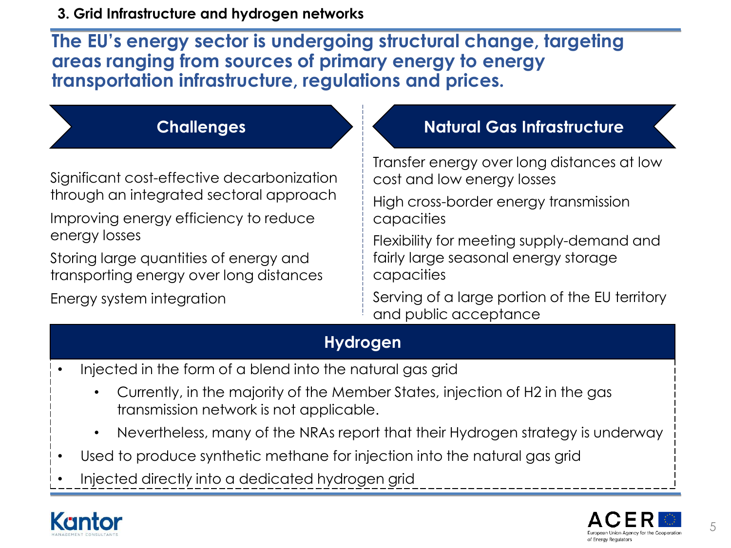### 3. Grid Infrastructure and hydrogen networks

## The EU's energy sector is undergoing structural change, targeting areas ranging from sources of primary energy to energy transportation infrastructure, regulations and prices.

### Challenges

Significant cost-effective decarbonization through an integrated sectoral approach

Improving energy efficiency to reduce energy losses

Storing large quantities of energy and transporting energy over long distances

Energy system integration

### Natural Gas Infrastructure

Transfer energy over long distances at low cost and low energy losses

High cross-border energy transmission capacities

Flexibility for meeting supply-demand and fairly large seasonal energy storage capacities

Serving of a large portion of the EU territory and public acceptance

### Hydrogen

- Injected in the form of a blend into the natural gas grid
  - Currently, in the majority of the Member States, injection of H2 in the gas transmission network is not applicable.
  - Nevertheless, many of the NRAs report that their Hydrogen strategy is underway
- Used to produce synthetic methane for injection into the natural gas grid
- Injected directly into a dedicated hydrogen grid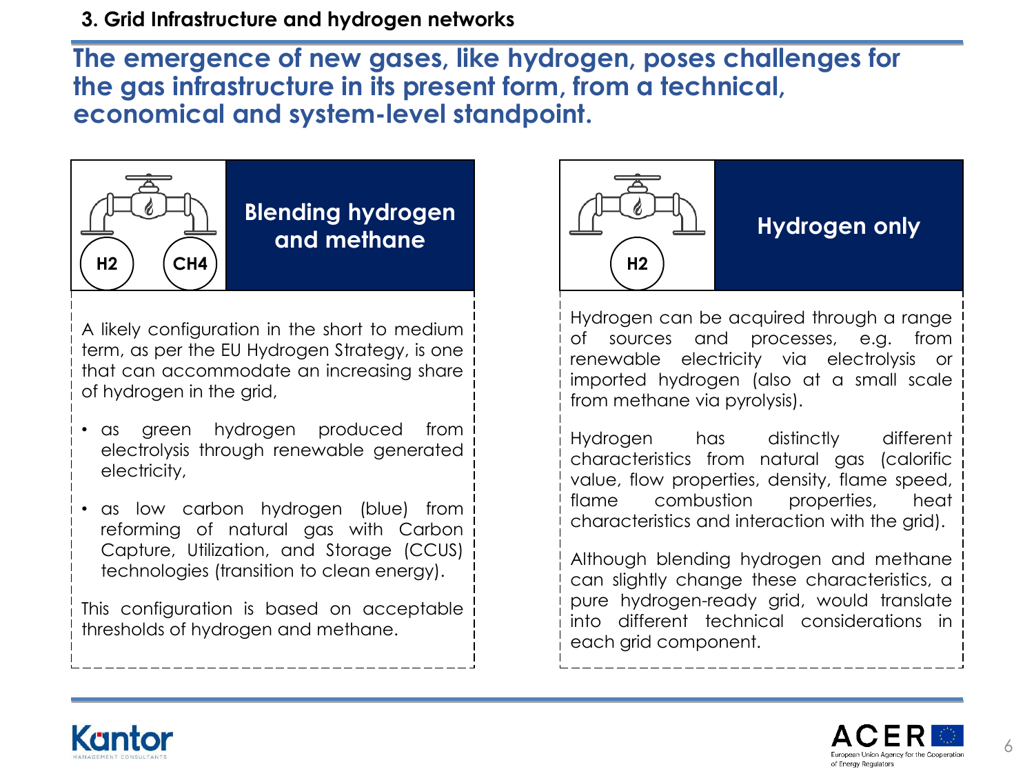3. Grid Infrastructure and hydrogen networks

# The emergence of new gases, like hydrogen, poses challenges for the gas infrastructure in its present form, from a technical, economical and system-level standpoint.

## Blending hydrogen and methane

H2 CH4

A likely configuration in the short to medium term, as per the EU Hydrogen Strategy, is one that can accommodate an increasing share of hydrogen in the grid,

- as green hydrogen produced from electrolysis through renewable generated electricity,
- as low carbon hydrogen (blue) from reforming of natural gas with Carbon Capture, Utilization, and Storage (CCUS) technologies (transition to clean energy).

This configuration is based on acceptable thresholds of hydrogen and methane.

## Hydrogen only

H2

Hydrogen can be acquired through a range of sources and processes, e.g. from renewable electricity via electrolysis or imported hydrogen (also at a small scale from methane via pyrolysis).

Hydrogen has distinctly different characteristics from natural gas (calorific value, flow properties, density, flame speed, flame combustion properties, heat characteristics and interaction with the grid).

Although blending hydrogen and methane can slightly change these characteristics, a pure hydrogen-ready grid, would translate into different technical considerations in each grid component.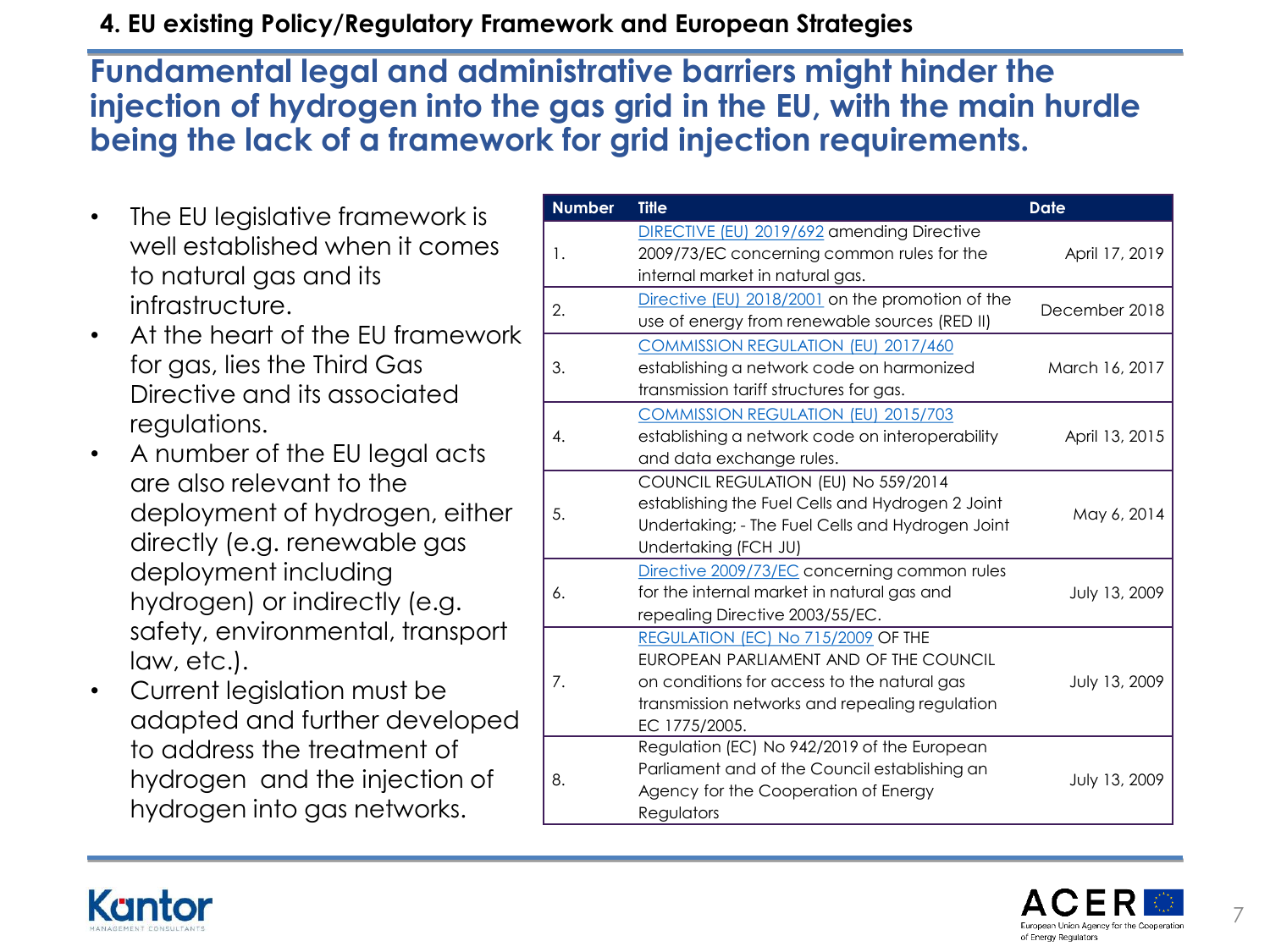## 4. EU existing Policy/Regulatory Framework and European Strategies

# Fundamental legal and administrative barriers might hinder the injection of hydrogen into the gas grid in the EU, with the main hurdle being the lack of a framework for grid injection requirements.

- The EU legislative framework is well established when it comes to natural gas and its infrastructure.
- At the heart of the EU framework for gas, lies the Third Gas Directive and its associated regulations.
- A number of the EU legal acts are also relevant to the deployment of hydrogen, either directly (e.g. renewable gas deployment including hydrogen) or indirectly (e.g. safety, environmental, transport law, etc.).
- Current legislation must be adapted and further developed to address the treatment of hydrogen and the injection of hydrogen into gas networks.

| Number | Title | Date |
|---|---|---|
| 1. | DIRECTIVE (EU) 2019/692 amending Directive 2009/73/EC concerning common rules for the internal market in natural gas. | April 17, 2019 |
| 2. | Directive (EU) 2018/2001 on the promotion of the use of energy from renewable sources (RED II) | December 2018 |
| 3. | COMMISSION REGULATION (EU) 2017/460 establishing a network code on harmonized transmission tariff structures for gas. | March 16, 2017 |
| 4. | COMMISSION REGULATION (EU) 2015/703 establishing a network code on interoperability and data exchange rules. | April 13, 2015 |
| 5. | COUNCIL REGULATION (EU) No 559/2014 establishing the Fuel Cells and Hydrogen 2 Joint Undertaking; - The Fuel Cells and Hydrogen Joint Undertaking (FCH JU) | May 6, 2014 |
| 6. | Directive 2009/73/EC concerning common rules for the internal market in natural gas and repealing Directive 2003/55/EC. | July 13, 2009 |
| 7. | REGULATION (EC) No 715/2009 OF THE EUROPEAN PARLIAMENT AND OF THE COUNCIL on conditions for access to the natural gas transmission networks and repealing regulation EC 1775/2005. | July 13, 2009 |
| 8. | Regulation (EC) No 942/2019 of the European Parliament and of the Council establishing an Agency for the Cooperation of Energy Regulators | July 13, 2009 |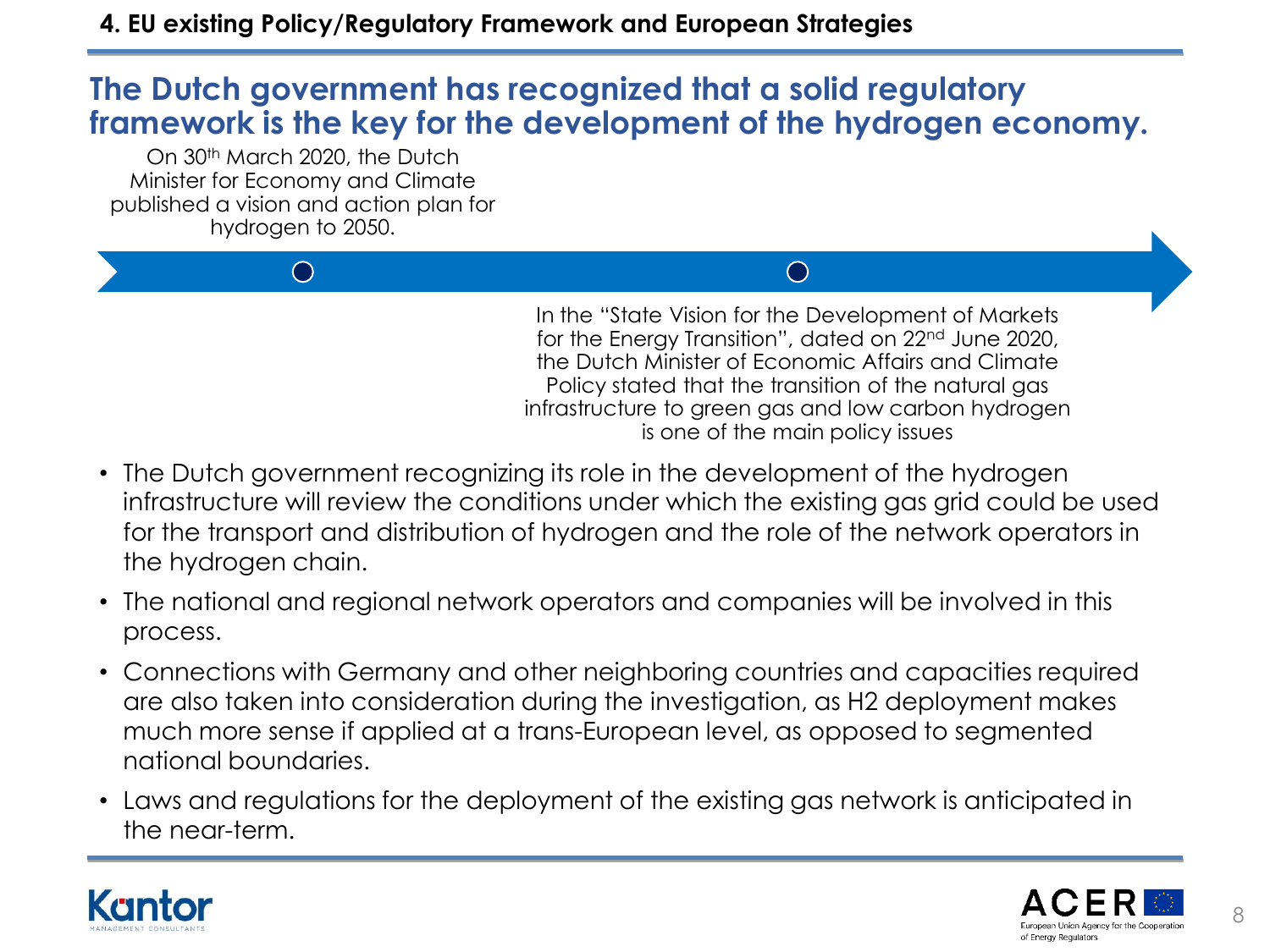## 4. EU existing Policy/Regulatory Framework and European Strategies

# The Dutch government has recognized that a solid regulatory framework is the key for the development of the hydrogen economy.

On 30th March 2020, the Dutch Minister for Economy and Climate published a vision and action plan for hydrogen to 2050.

In the "State Vision for the Development of Markets for the Energy Transition", dated on 22nd June 2020, the Dutch Minister of Economic Affairs and Climate Policy stated that the transition of the natural gas infrastructure to green gas and low carbon hydrogen is one of the main policy issues

- The Dutch government recognizing its role in the development of the hydrogen infrastructure will review the conditions under which the existing gas grid could be used for the transport and distribution of hydrogen and the role of the network operators in the hydrogen chain.
- The national and regional network operators and companies will be involved in this process.
- Connections with Germany and other neighboring countries and capacities required are also taken into consideration during the investigation, as H2 deployment makes much more sense if applied at a trans-European level, as opposed to segmented national boundaries.
- Laws and regulations for the deployment of the existing gas network is anticipated in the near-term.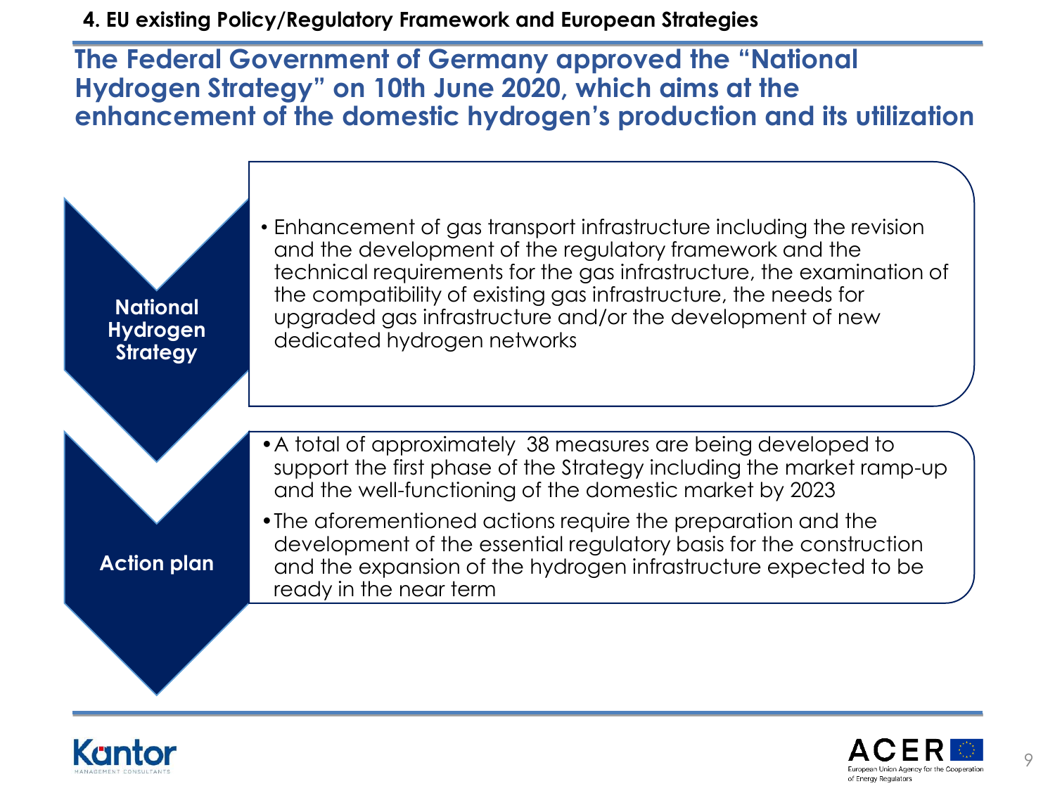## 4. EU existing Policy/Regulatory Framework and European Strategies

# The Federal Government of Germany approved the "National Hydrogen Strategy" on 10th June 2020, which aims at the enhancement of the domestic hydrogen's production and its utilization

**National Hydrogen Strategy**

- Enhancement of gas transport infrastructure including the revision and the development of the regulatory framework and the technical requirements for the gas infrastructure, the examination of the compatibility of existing gas infrastructure, the needs for upgraded gas infrastructure and/or the development of new dedicated hydrogen networks

**Action plan**

- A total of approximately 38 measures are being developed to support the first phase of the Strategy including the market ramp-up and the well-functioning of the domestic market by 2023
- The aforementioned actions require the preparation and the development of the essential regulatory basis for the construction and the expansion of the hydrogen infrastructure expected to be ready in the near term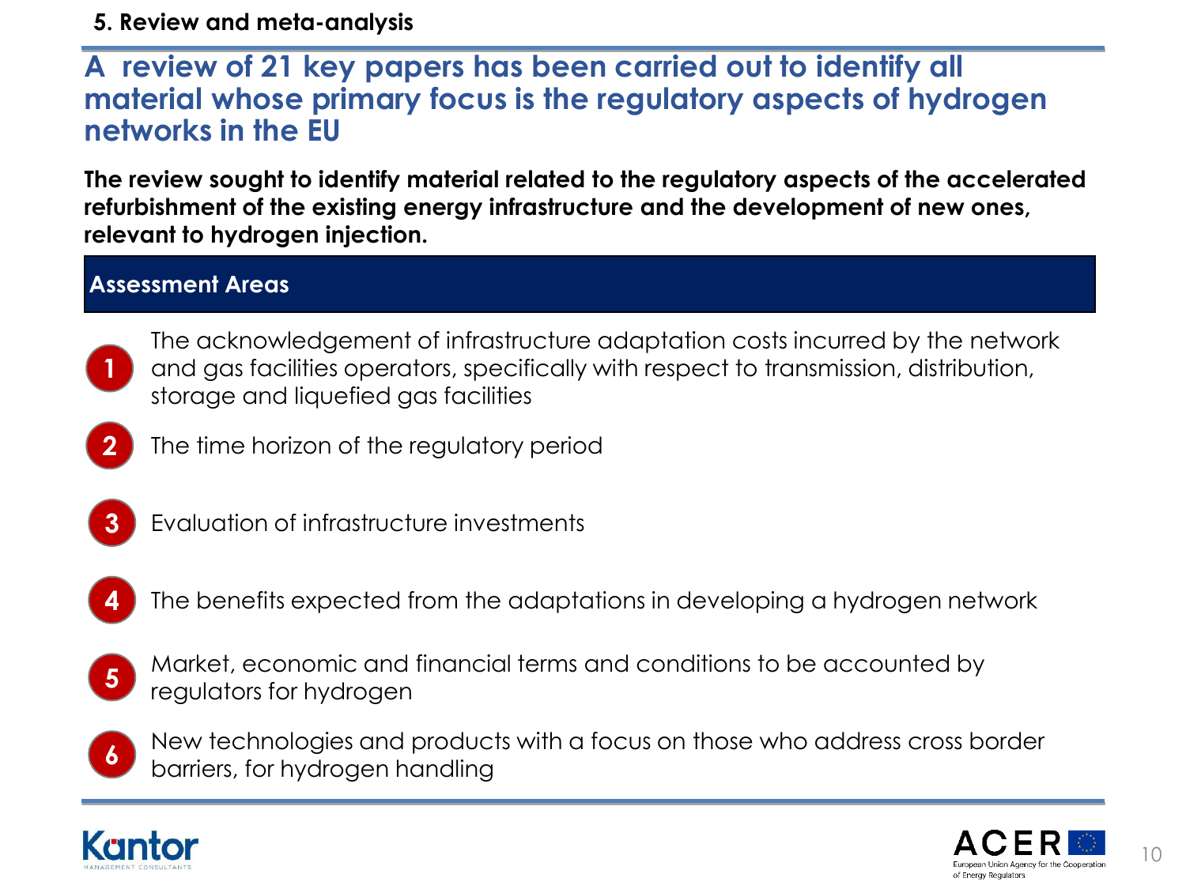## 5. Review and meta-analysis

# A review of 21 key papers has been carried out to identify all material whose primary focus is the regulatory aspects of hydrogen networks in the EU

**The review sought to identify material related to the regulatory aspects of the accelerated refurbishment of the existing energy infrastructure and the development of new ones, relevant to hydrogen injection.**

### Assessment Areas

1. The acknowledgement of infrastructure adaptation costs incurred by the network and gas facilities operators, specifically with respect to transmission, distribution, storage and liquefied gas facilities
2. The time horizon of the regulatory period
3. Evaluation of infrastructure investments
4. The benefits expected from the adaptations in developing a hydrogen network
5. Market, economic and financial terms and conditions to be accounted by regulators for hydrogen
6. New technologies and products with a focus on those who address cross border barriers, for hydrogen handling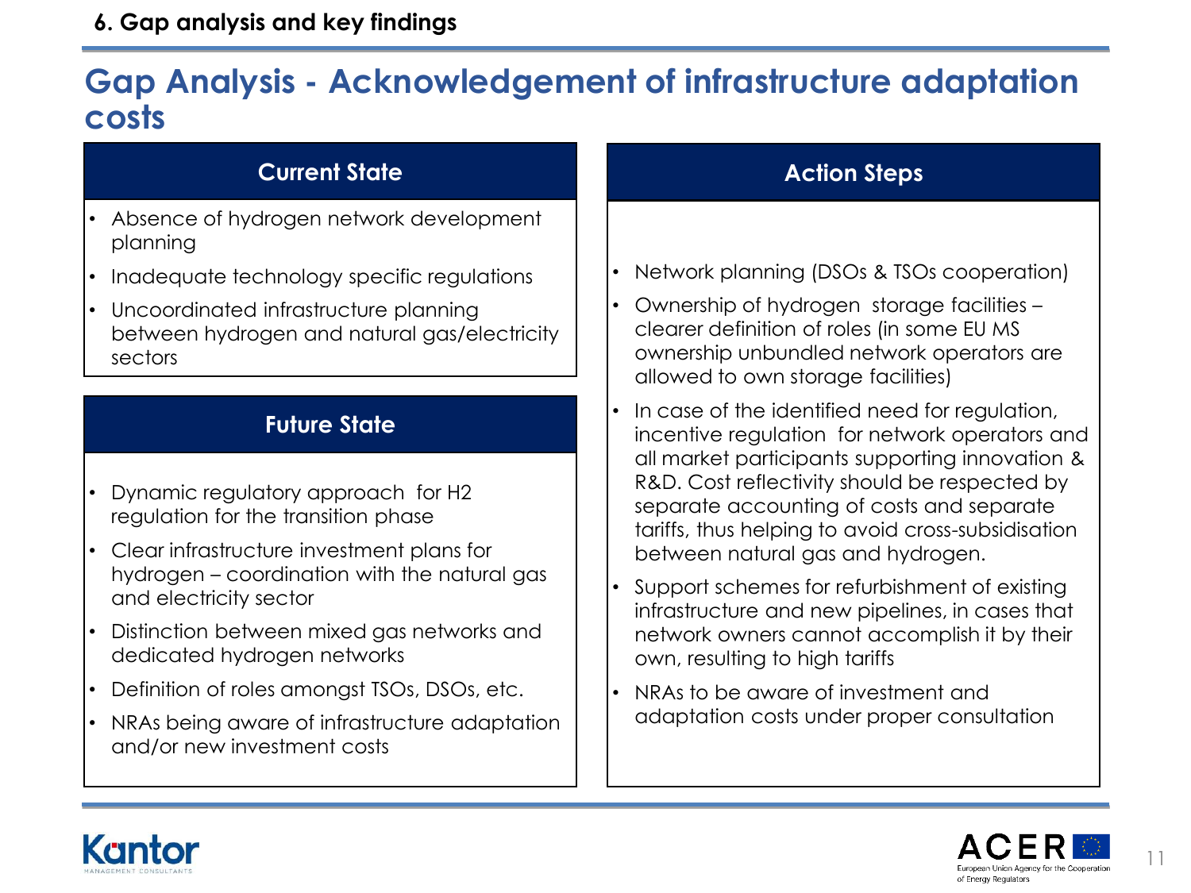## 6. Gap analysis and key findings

# Gap Analysis - Acknowledgement of infrastructure adaptation costs

### Current State

- Absence of hydrogen network development planning
- Inadequate technology specific regulations
- Uncoordinated infrastructure planning between hydrogen and natural gas/electricity sectors

### Future State

- Dynamic regulatory approach for H2 regulation for the transition phase
- Clear infrastructure investment plans for hydrogen – coordination with the natural gas and electricity sector
- Distinction between mixed gas networks and dedicated hydrogen networks
- Definition of roles amongst TSOs, DSOs, etc.
- NRAs being aware of infrastructure adaptation and/or new investment costs

### Action Steps

- Network planning (DSOs & TSOs cooperation)
- Ownership of hydrogen storage facilities – clearer definition of roles (in some EU MS ownership unbundled network operators are allowed to own storage facilities)
- In case of the identified need for regulation, incentive regulation for network operators and all market participants supporting innovation & R&D. Cost reflectivity should be respected by separate accounting of costs and separate tariffs, thus helping to avoid cross-subsidisation between natural gas and hydrogen.
- Support schemes for refurbishment of existing infrastructure and new pipelines, in cases that network owners cannot accomplish it by their own, resulting to high tariffs
- NRAs to be aware of investment and adaptation costs under proper consultation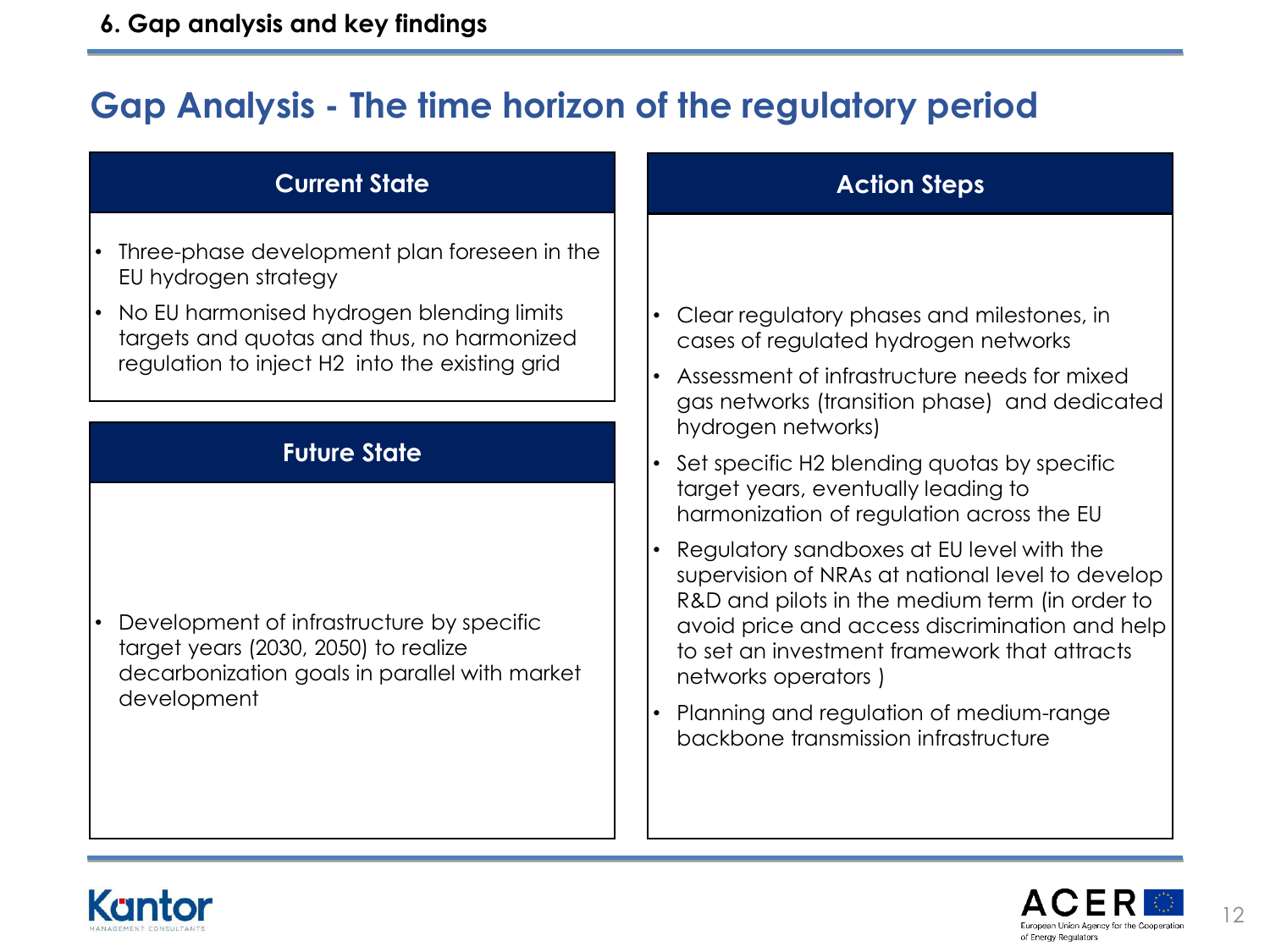# Gap Analysis - The time horizon of the regulatory period

## Current State

- Three-phase development plan foreseen in the EU hydrogen strategy
- No EU harmonised hydrogen blending limits targets and quotas and thus, no harmonized regulation to inject $H_2$ into the existing grid

## Future State

- Development of infrastructure by specific target years (2030, 2050) to realize decarbonization goals in parallel with market development

## Action Steps

- Clear regulatory phases and milestones, in cases of regulated hydrogen networks
- Assessment of infrastructure needs for mixed gas networks (transition phase) and dedicated hydrogen networks)
- Set specific $H_2$ blending quotas by specific target years, eventually leading to harmonization of regulation across the EU
- Regulatory sandboxes at EU level with the supervision of NRAs at national level to develop R&D and pilots in the medium term (in order to avoid price and access discrimination and help to set an investment framework that attracts networks operators )
- Planning and regulation of medium-range backbone transmission infrastructure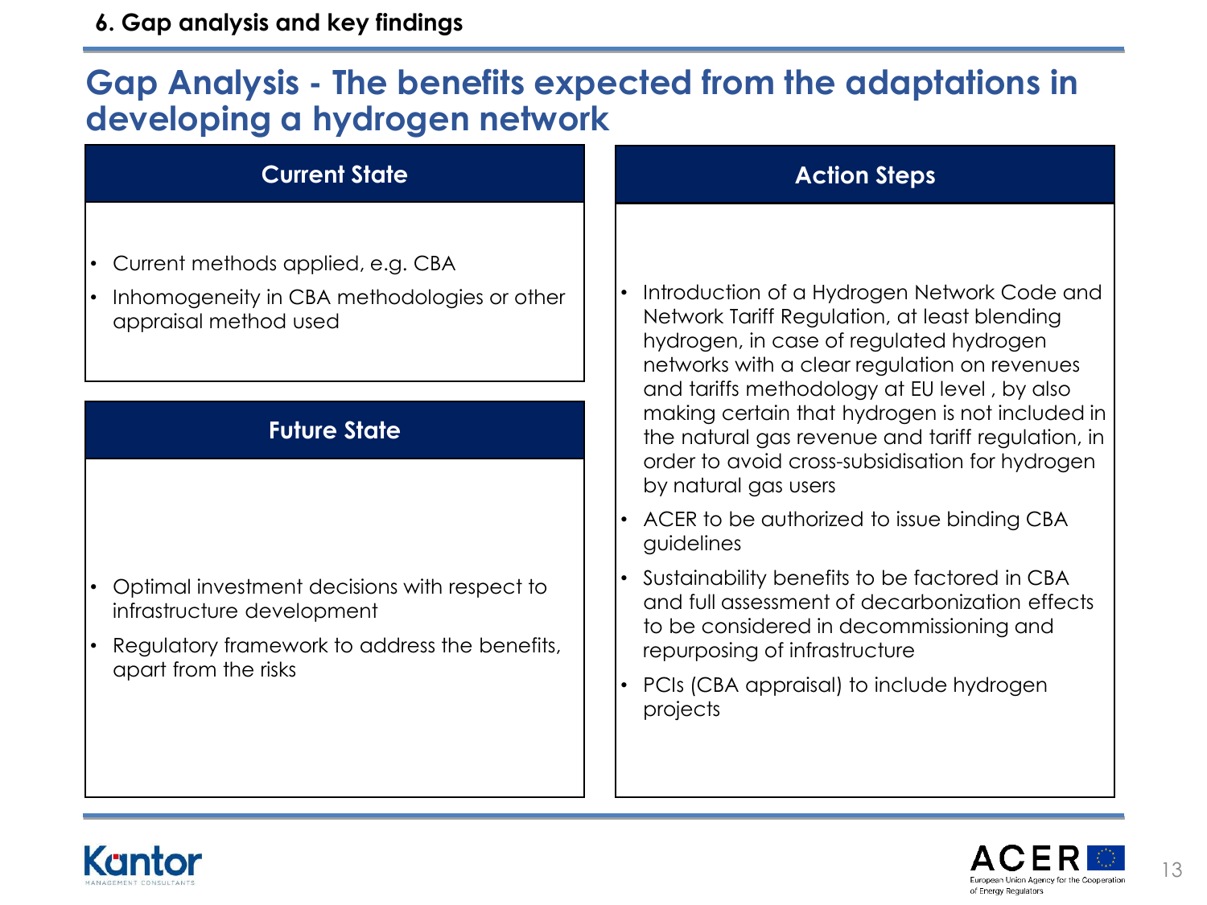## 6. Gap analysis and key findings

# Gap Analysis - The benefits expected from the adaptations in developing a hydrogen network

### Current State

- Current methods applied, e.g. CBA
- Inhomogeneity in CBA methodologies or other appraisal method used

### Future State

- Optimal investment decisions with respect to infrastructure development
- Regulatory framework to address the benefits, apart from the risks

### Action Steps

- Introduction of a Hydrogen Network Code and Network Tariff Regulation, at least blending hydrogen, in case of regulated hydrogen networks with a clear regulation on revenues and tariffs methodology at EU level , by also making certain that hydrogen is not included in the natural gas revenue and tariff regulation, in order to avoid cross-subsidisation for hydrogen by natural gas users
- ACER to be authorized to issue binding CBA guidelines
- Sustainability benefits to be factored in CBA and full assessment of decarbonization effects to be considered in decommissioning and repurposing of infrastructure
- PCIs (CBA appraisal) to include hydrogen projects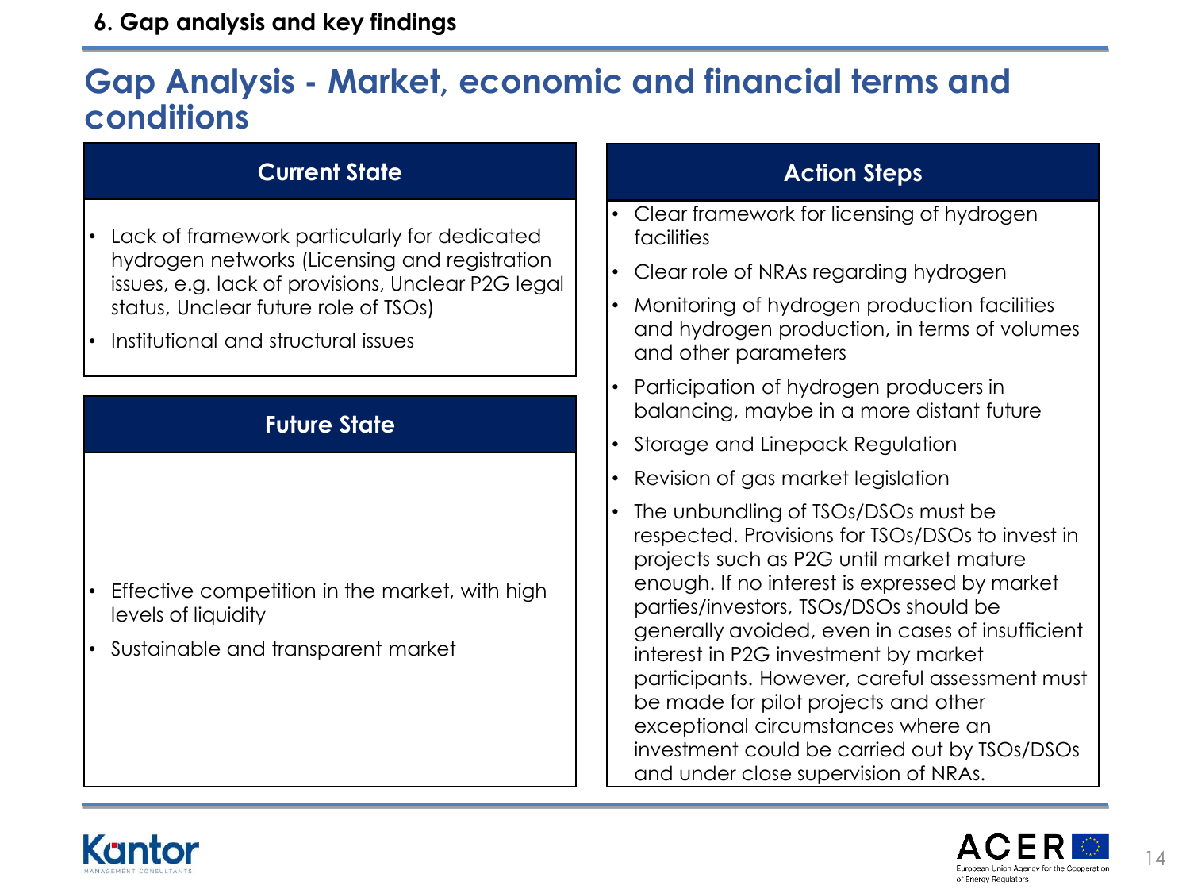## 6. Gap analysis and key findings

# Gap Analysis - Market, economic and financial terms and conditions

### Current State

- Lack of framework particularly for dedicated hydrogen networks (Licensing and registration issues, e.g. lack of provisions, Unclear P2G legal status, Unclear future role of TSOs)
- Institutional and structural issues

### Future State

- Effective competition in the market, with high levels of liquidity
- Sustainable and transparent market

### Action Steps

- Clear framework for licensing of hydrogen facilities
- Clear role of NRAs regarding hydrogen
- Monitoring of hydrogen production facilities and hydrogen production, in terms of volumes and other parameters
- Participation of hydrogen producers in balancing, maybe in a more distant future
- Storage and Linepack Regulation
- Revision of gas market legislation
- The unbundling of TSOs/DSOs must be respected. Provisions for TSOs/DSOs to invest in projects such as P2G until market mature enough. If no interest is expressed by market parties/investors, TSOs/DSOs should be generally avoided, even in cases of insufficient interest in P2G investment by market participants. However, careful assessment must be made for pilot projects and other exceptional circumstances where an investment could be carried out by TSOs/DSOs and under close supervision of NRAs.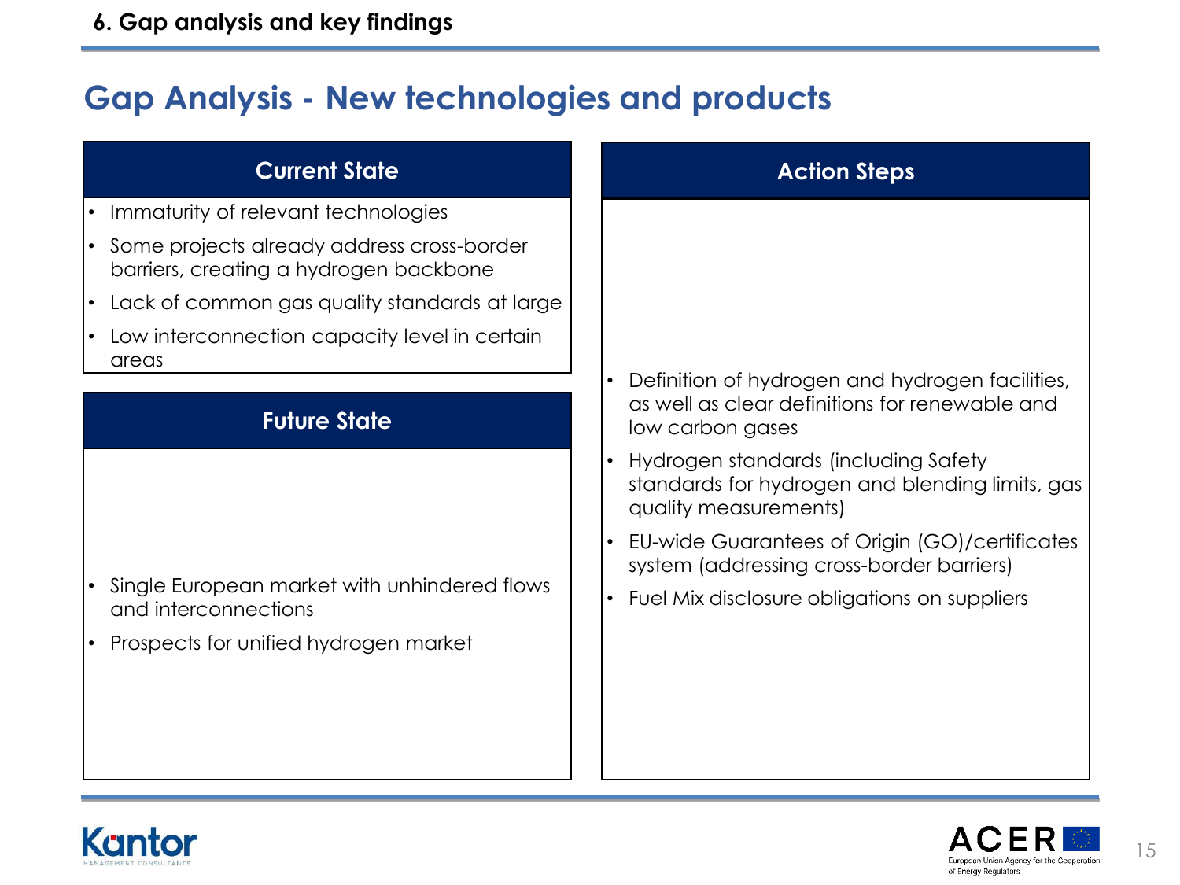## Gap Analysis - New technologies and products

### Current State

- Immaturity of relevant technologies
- Some projects already address cross-border barriers, creating a hydrogen backbone
- Lack of common gas quality standards at large
- Low interconnection capacity level in certain areas

### Future State

- Single European market with unhindered flows and interconnections
- Prospects for unified hydrogen market

### Action Steps

- Definition of hydrogen and hydrogen facilities, as well as clear definitions for renewable and low carbon gases
- Hydrogen standards (including Safety standards for hydrogen and blending limits, gas quality measurements)
- EU-wide Guarantees of Origin (GO)/certificates system (addressing cross-border barriers)
- Fuel Mix disclosure obligations on suppliers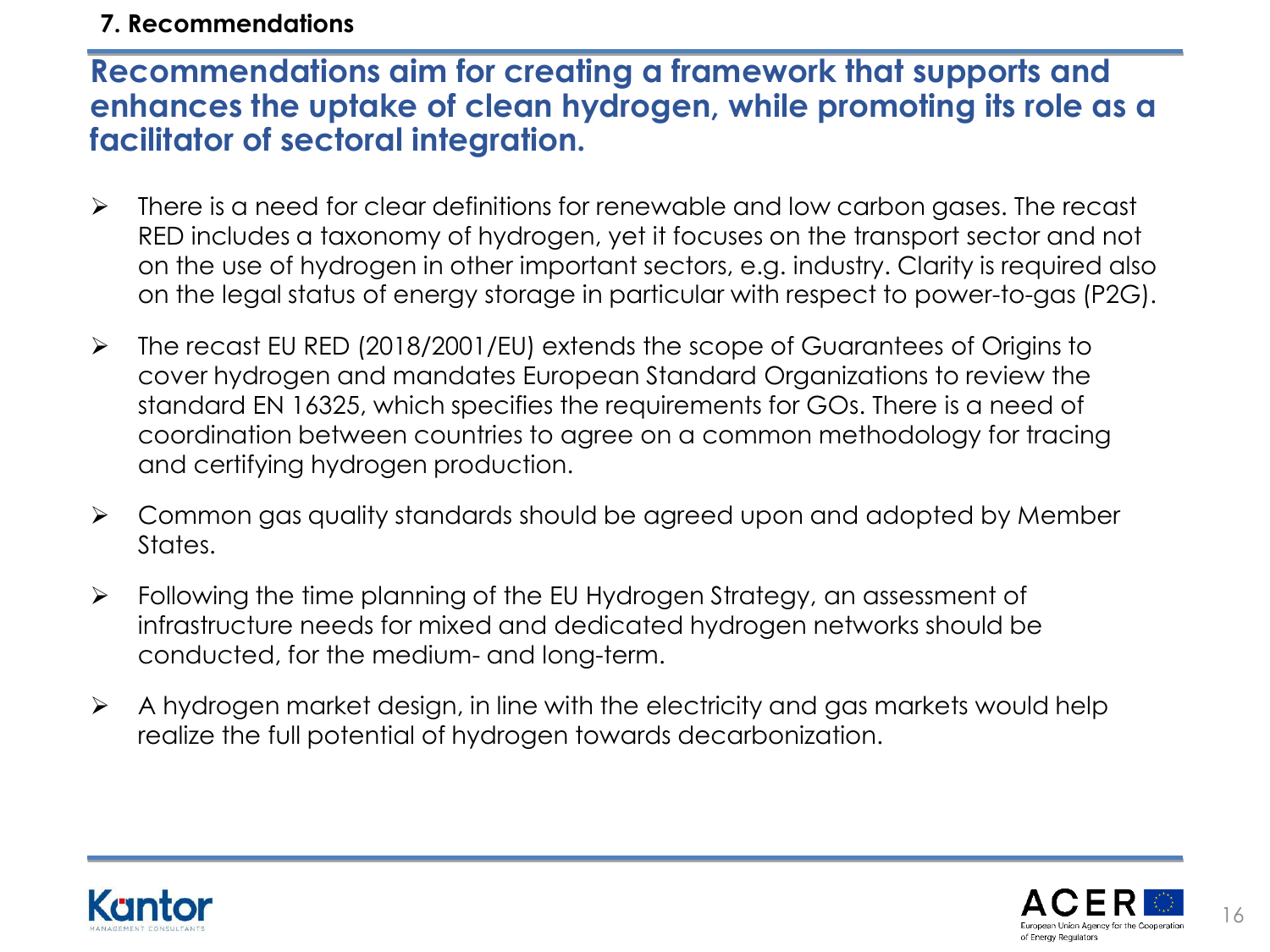## 7. Recommendations

### Recommendations aim for creating a framework that supports and enhances the uptake of clean hydrogen, while promoting its role as a facilitator of sectoral integration.

- There is a need for clear definitions for renewable and low carbon gases. The recast RED includes a taxonomy of hydrogen, yet it focuses on the transport sector and not on the use of hydrogen in other important sectors, e.g. industry. Clarity is required also on the legal status of energy storage in particular with respect to power-to-gas (P2G).
- The recast EU RED (2018/2001/EU) extends the scope of Guarantees of Origins to cover hydrogen and mandates European Standard Organizations to review the standard EN 16325, which specifies the requirements for GOs. There is a need of coordination between countries to agree on a common methodology for tracing and certifying hydrogen production.
- Common gas quality standards should be agreed upon and adopted by Member States.
- Following the time planning of the EU Hydrogen Strategy, an assessment of infrastructure needs for mixed and dedicated hydrogen networks should be conducted, for the medium- and long-term.
- A hydrogen market design, in line with the electricity and gas markets would help realize the full potential of hydrogen towards decarbonization.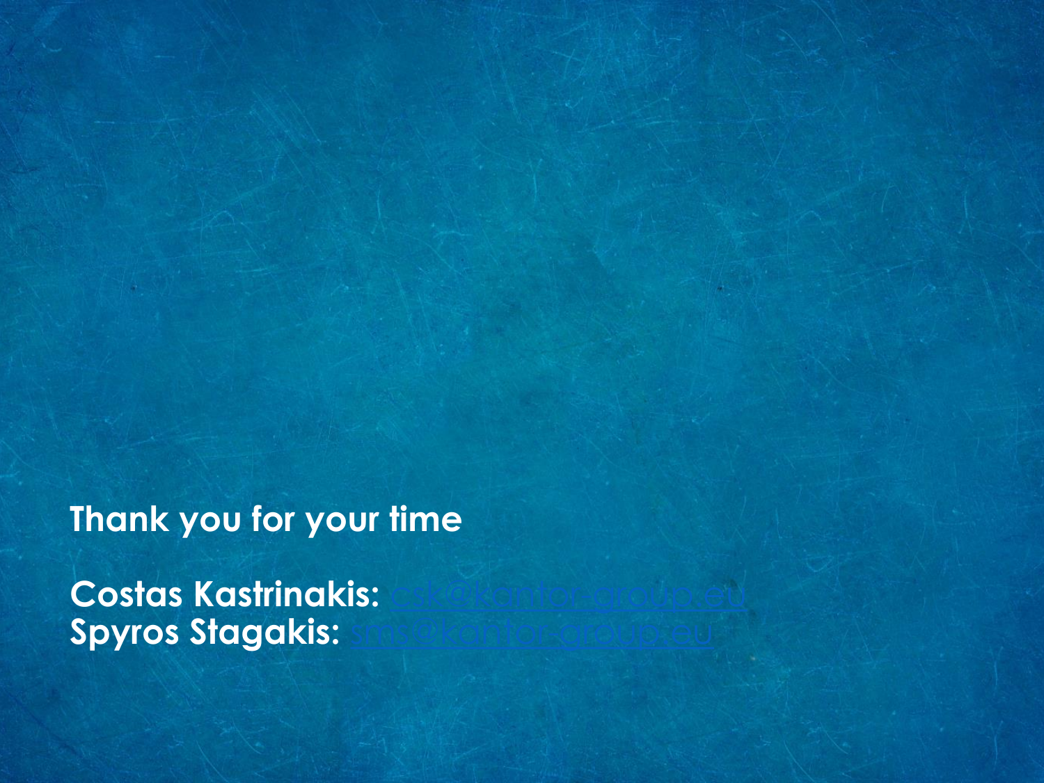**Thank you for your time**

**Costas Kastrinakis:** csk@kantor-group.eu
**Spyros Stagakis:** sms@kantor-group.eu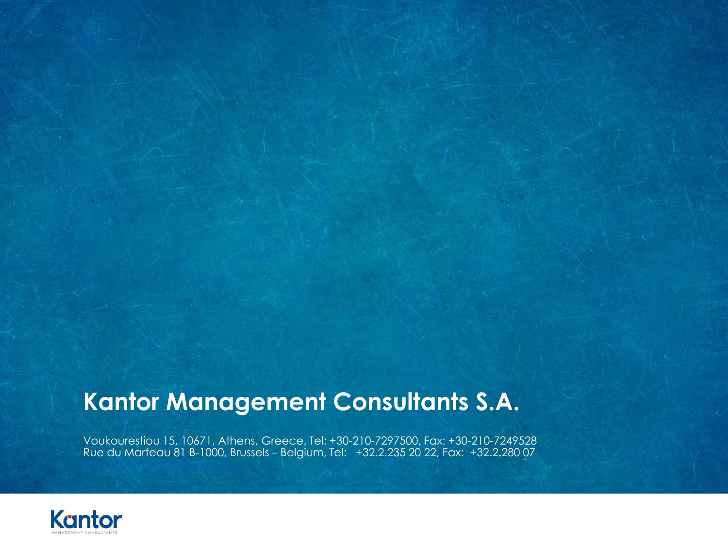# Kantor Management Consultants S.A.

Voukourestiou 15, 10671, Athens, Greece, Tel: +30-210-7297500, Fax: +30-210-7249528
Rue du Marteau 81 B-1000, Brussels – Belgium, Tel: +32.2.235 20 22, Fax: +32.2.280 07

http://www.kantor.gr/eu

Kantor
MANAGEMENT CONSULTANTS